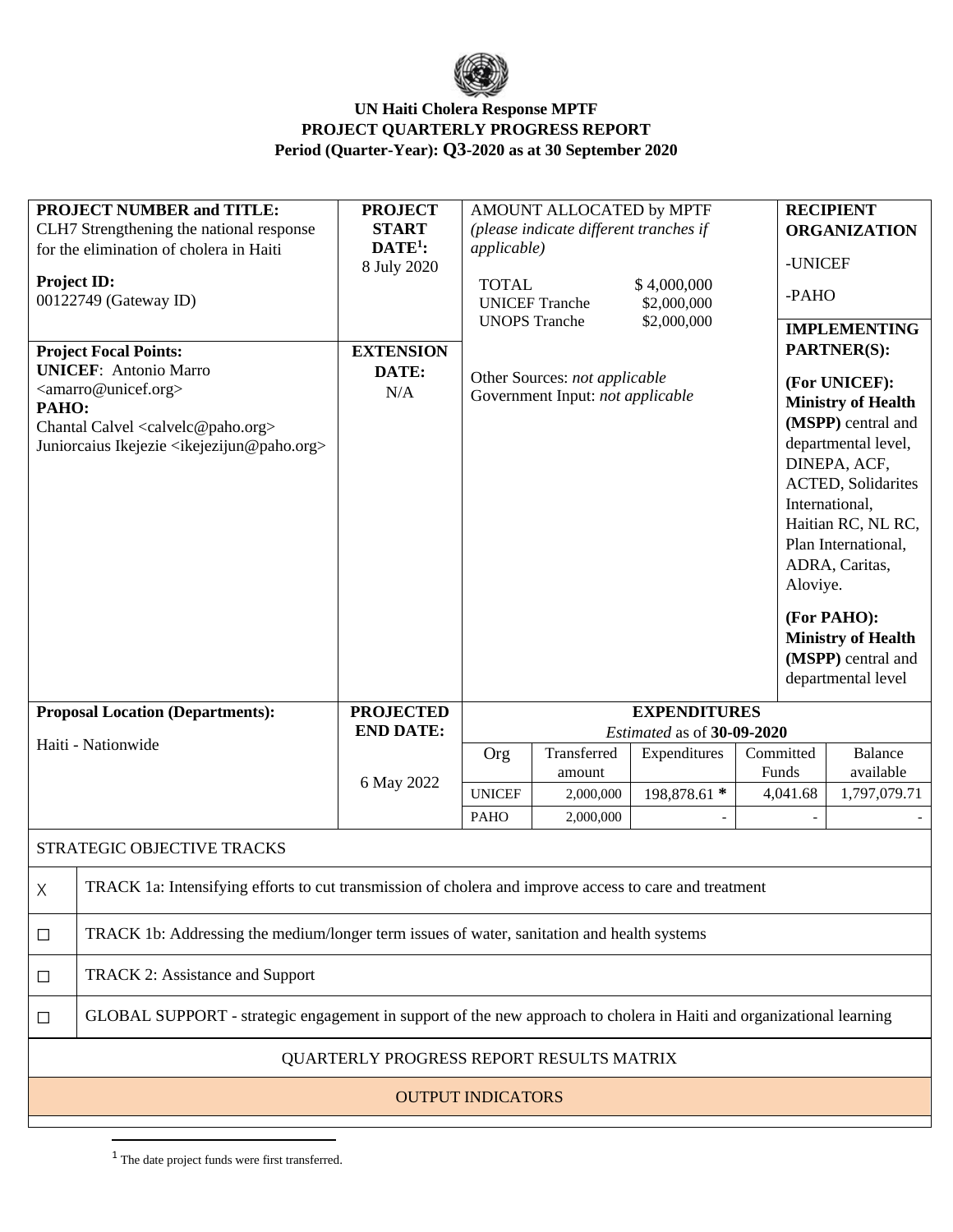**UN Haiti Cholera Response MPTF**
**PROJECT QUARTERLY PROGRESS REPORT**
**Period (Quarter-Year): Q3-2020 as at 30 September 2020**

| **PROJECT NUMBER and TITLE:** CLH7 Strengthening the national response for the elimination of cholera in Haiti<br><br>**Project ID:** 00122749 (Gateway ID) | **PROJECT START DATE[1]:** 8 July 2020 | AMOUNT ALLOCATED by MPTF *(please indicate different tranches if applicable)*<br><br>TOTAL $ 4,000,000<br>UNICEF Tranche $2,000,000<br>UNOPS Tranche $2,000,000 | **RECIPIENT ORGANIZATION**<br>-UNICEF<br>-PAHO |
|---|---|---|---|
| **Project Focal Points:**<br>**UNICEF**: Antonio Marro <amarro@unicef.org><br>**PAHO:**<br>Chantal Calvel <calvelc@paho.org><br>Juniorcaius Ikejezie <ikejezijun@paho.org> | **EXTENSION DATE:** N/A | Other Sources: *not applicable*<br>Government Input: *not applicable* | **IMPLEMENTING PARTNER(S):**<br>**(For UNICEF): Ministry of Health (MSPP)** central and departmental level, DINEPA, ACF, ACTED, Solidarites International, Haitian RC, NL RC, Plan International, ADRA, Caritas, Aloviye.<br>**(For PAHO): Ministry of Health (MSPP)** central and departmental level |

| **Proposal Location (Departments):** | **PROJECTED END DATE:** | **EXPENDITURES** *Estimated* as of **30-09-2020** | | | | |
|---|---|---|---|---|---|---|
| Haiti - Nationwide | 6 May 2022 | Org | Transferred amount | Expenditures | Committed Funds | Balance available |
| | | UNICEF | 2,000,000 | 198,878.61 * | 4,041.68 | 1,797,079.71 |
| | | PAHO | 2,000,000 | - | - | - |

| STRATEGIC OBJECTIVE TRACKS | |
|---|---|
| X | TRACK 1a: Intensifying efforts to cut transmission of cholera and improve access to care and treatment |
| ☐ | TRACK 1b: Addressing the medium/longer term issues of water, sanitation and health systems |
| ☐ | TRACK 2: Assistance and Support |
| ☐ | GLOBAL SUPPORT - strategic engagement in support of the new approach to cholera in Haiti and organizational learning |

QUARTERLY PROGRESS REPORT RESULTS MATRIX

OUTPUT INDICATORS

[1] The date project funds were first transferred.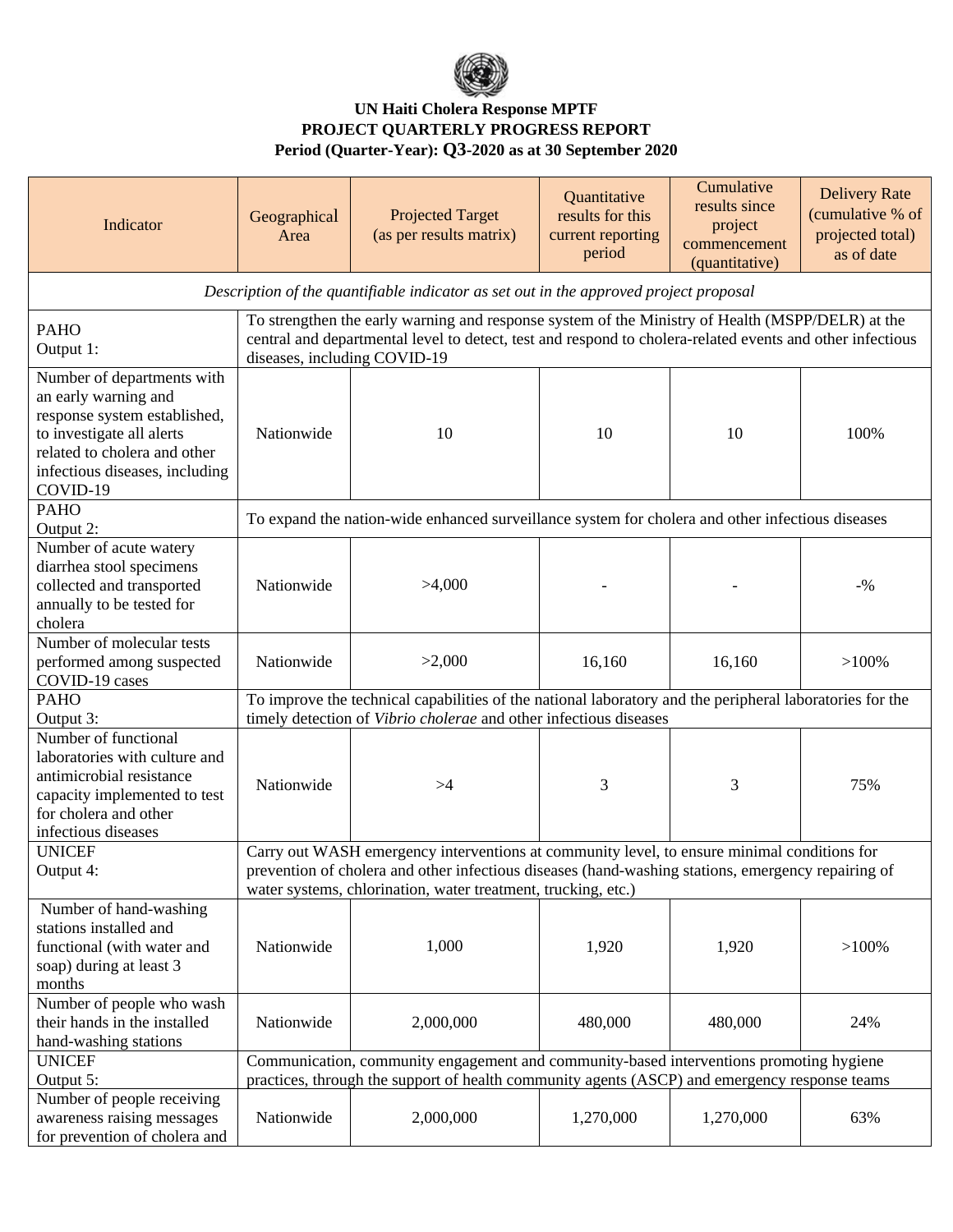**UN Haiti Cholera Response MPTF**
**PROJECT QUARTERLY PROGRESS REPORT**
**Period (Quarter-Year): Q3-2020 as at 30 September 2020**

| Indicator | Geographical Area | Projected Target (as per results matrix) | Quantitative results for this current reporting period | Cumulative results since project commencement (quantitative) | Delivery Rate (cumulative % of projected total) as of date |
|---|---|---|---|---|---|
| *Description of the quantifiable indicator as set out in the approved project proposal* | | | | | |
| PAHO Output 1: | To strengthen the early warning and response system of the Ministry of Health (MSPP/DELR) at the central and departmental level to detect, test and respond to cholera-related events and other infectious diseases, including COVID-19 | | | | |
| Number of departments with an early warning and response system established, to investigate all alerts related to cholera and other infectious diseases, including COVID-19 | Nationwide | 10 | 10 | 10 | 100% |
| PAHO Output 2: | To expand the nation-wide enhanced surveillance system for cholera and other infectious diseases | | | | |
| Number of acute watery diarrhea stool specimens collected and transported annually to be tested for cholera | Nationwide | >4,000 | - | - | -% |
| Number of molecular tests performed among suspected COVID-19 cases | Nationwide | >2,000 | 16,160 | 16,160 | >100% |
| PAHO Output 3: | To improve the technical capabilities of the national laboratory and the peripheral laboratories for the timely detection of *Vibrio cholerae* and other infectious diseases | | | | |
| Number of functional laboratories with culture and antimicrobial resistance capacity implemented to test for cholera and other infectious diseases | Nationwide | >4 | 3 | 3 | 75% |
| UNICEF Output 4: | Carry out WASH emergency interventions at community level, to ensure minimal conditions for prevention of cholera and other infectious diseases (hand-washing stations, emergency repairing of water systems, chlorination, water treatment, trucking, etc.) | | | | |
| Number of hand-washing stations installed and functional (with water and soap) during at least 3 months | Nationwide | 1,000 | 1,920 | 1,920 | >100% |
| Number of people who wash their hands in the installed hand-washing stations | Nationwide | 2,000,000 | 480,000 | 480,000 | 24% |
| UNICEF Output 5: | Communication, community engagement and community-based interventions promoting hygiene practices, through the support of health community agents (ASCP) and emergency response teams | | | | |
| Number of people receiving awareness raising messages for prevention of cholera and | Nationwide | 2,000,000 | 1,270,000 | 1,270,000 | 63% |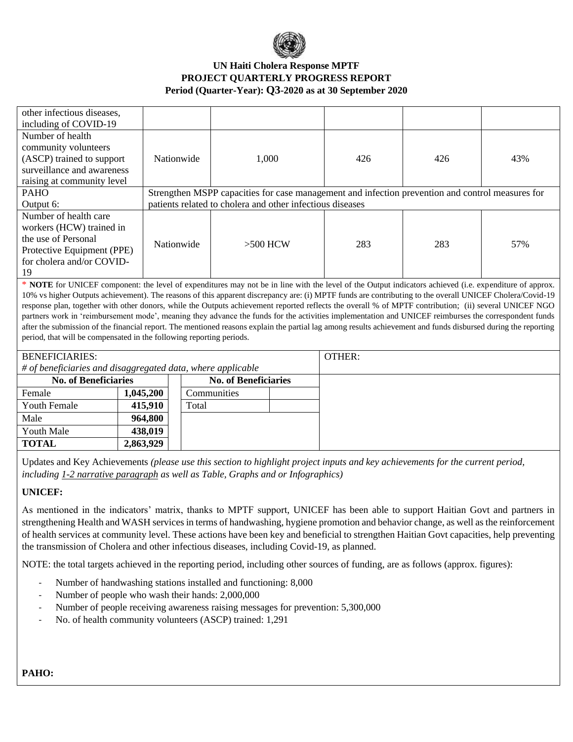# UN Haiti Cholera Response MPTF
## PROJECT QUARTERLY PROGRESS REPORT
### Period (Quarter-Year): Q3-2020 as at 30 September 2020

| | | | | | |
|---|---|---|---|---|---|
| other infectious diseases, including of COVID-19 | | | | | |
| Number of health community volunteers (ASCP) trained to support surveillance and awareness raising at community level | Nationwide | 1,000 | 426 | 426 | 43% |
| PAHO Output 6: | Strengthen MSPP capacities for case management and infection prevention and control measures for patients related to cholera and other infectious diseases | | | | |
| Number of health care workers (HCW) trained in the use of Personal Protective Equipment (PPE) for cholera and/or COVID-19 | Nationwide | >500 HCW | 283 | 283 | 57% |

* **NOTE** for UNICEF component: the level of expenditures may not be in line with the level of the Output indicators achieved (i.e. expenditure of approx. 10% vs higher Outputs achievement). The reasons of this apparent discrepancy are: (i) MPTF funds are contributing to the overall UNICEF Cholera/Covid-19 response plan, together with other donors, while the Outputs achievement reported reflects the overall % of MPTF contribution; (ii) several UNICEF NGO partners work in 'reimbursement mode', meaning they advance the funds for the activities implementation and UNICEF reimburses the correspondent funds after the submission of the financial report. The mentioned reasons explain the partial lag among results achievement and funds disbursed during the reporting period, that will be compensated in the following reporting periods.

BENEFICIARIES:
*# of beneficiaries and disaggregated data, where applicable*

| No. of Beneficiaries | |
|---|---|
| Female | **1,045,200** |
| Youth Female | **415,910** |
| Male | **964,800** |
| Youth Male | **438,019** |
| **TOTAL** | **2,863,929** |

| No. of Beneficiaries | |
|---|---|
| Communities | |
| Total | |

OTHER:

Updates and Key Achievements *(please use this section to highlight project inputs and key achievements for the current period, including 1-2 narrative paragraph as well as Table, Graphs and or Infographics)*

**UNICEF:**

As mentioned in the indicators' matrix, thanks to MPTF support, UNICEF has been able to support Haitian Govt and partners in strengthening Health and WASH services in terms of handwashing, hygiene promotion and behavior change, as well as the reinforcement of health services at community level. These actions have been key and beneficial to strengthen Haitian Govt capacities, help preventing the transmission of Cholera and other infectious diseases, including Covid-19, as planned.

NOTE: the total targets achieved in the reporting period, including other sources of funding, are as follows (approx. figures):

- Number of handwashing stations installed and functioning: 8,000
- Number of people who wash their hands: 2,000,000
- Number of people receiving awareness raising messages for prevention: 5,300,000
- No. of health community volunteers (ASCP) trained: 1,291

**PAHO:**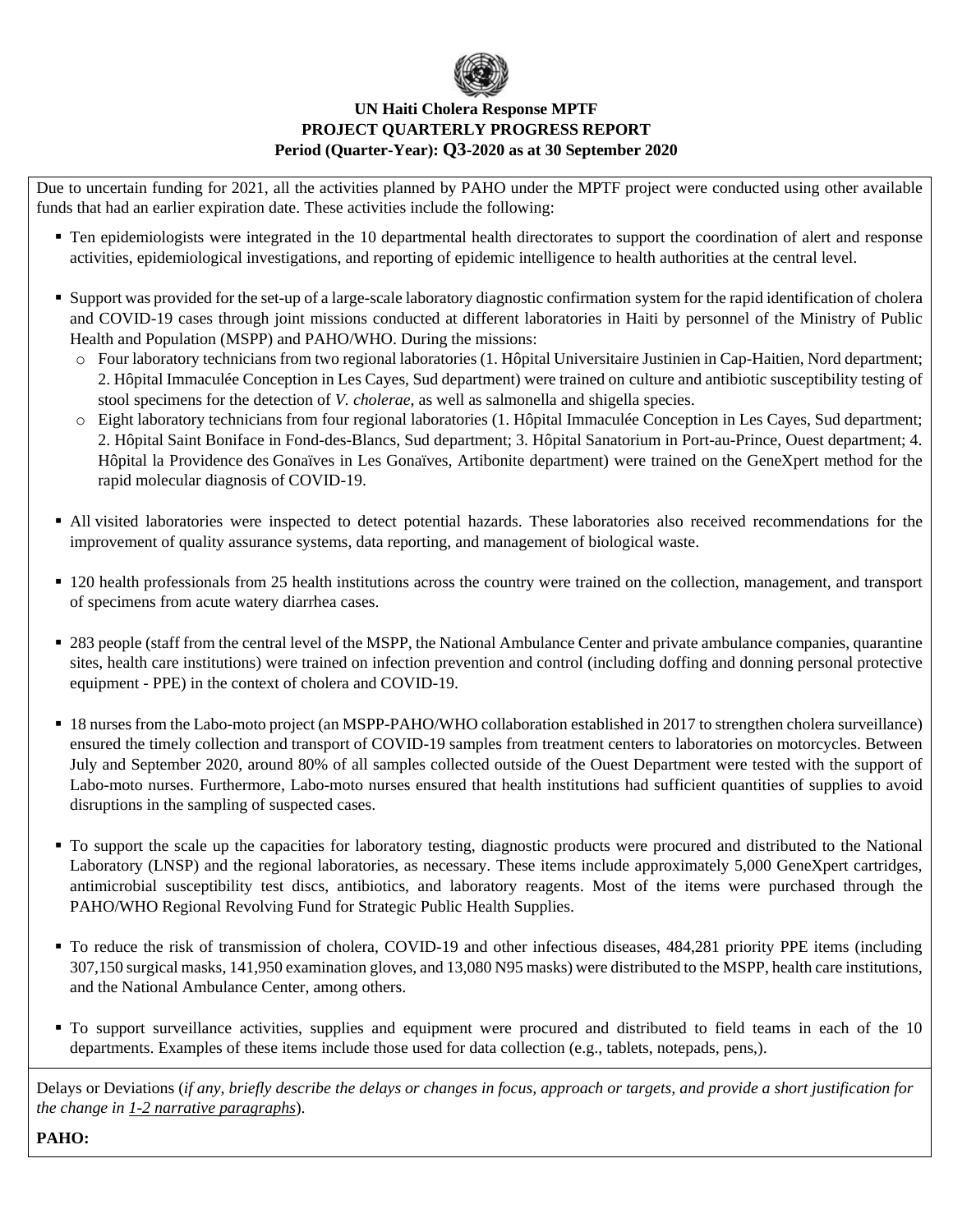**UN Haiti Cholera Response MPTF**
**PROJECT QUARTERLY PROGRESS REPORT**
**Period (Quarter-Year): Q3-2020 as at 30 September 2020**

Due to uncertain funding for 2021, all the activities planned by PAHO under the MPTF project were conducted using other available funds that had an earlier expiration date. These activities include the following:

- Ten epidemiologists were integrated in the 10 departmental health directorates to support the coordination of alert and response activities, epidemiological investigations, and reporting of epidemic intelligence to health authorities at the central level.

- Support was provided for the set-up of a large-scale laboratory diagnostic confirmation system for the rapid identification of cholera and COVID-19 cases through joint missions conducted at different laboratories in Haiti by personnel of the Ministry of Public Health and Population (MSPP) and PAHO/WHO. During the missions:
  - Four laboratory technicians from two regional laboratories (1. Hôpital Universitaire Justinien in Cap-Haitien, Nord department; 2. Hôpital Immaculée Conception in Les Cayes, Sud department) were trained on culture and antibiotic susceptibility testing of stool specimens for the detection of *V. cholerae*, as well as salmonella and shigella species.
  - Eight laboratory technicians from four regional laboratories (1. Hôpital Immaculée Conception in Les Cayes, Sud department; 2. Hôpital Saint Boniface in Fond-des-Blancs, Sud department; 3. Hôpital Sanatorium in Port-au-Prince, Ouest department; 4. Hôpital la Providence des Gonaïves in Les Gonaïves, Artibonite department) were trained on the GeneXpert method for the rapid molecular diagnosis of COVID-19.

- All visited laboratories were inspected to detect potential hazards. These laboratories also received recommendations for the improvement of quality assurance systems, data reporting, and management of biological waste.

- 120 health professionals from 25 health institutions across the country were trained on the collection, management, and transport of specimens from acute watery diarrhea cases.

- 283 people (staff from the central level of the MSPP, the National Ambulance Center and private ambulance companies, quarantine sites, health care institutions) were trained on infection prevention and control (including doffing and donning personal protective equipment - PPE) in the context of cholera and COVID-19.

- 18 nurses from the Labo-moto project (an MSPP-PAHO/WHO collaboration established in 2017 to strengthen cholera surveillance) ensured the timely collection and transport of COVID-19 samples from treatment centers to laboratories on motorcycles. Between July and September 2020, around 80% of all samples collected outside of the Ouest Department were tested with the support of Labo-moto nurses. Furthermore, Labo-moto nurses ensured that health institutions had sufficient quantities of supplies to avoid disruptions in the sampling of suspected cases.

- To support the scale up the capacities for laboratory testing, diagnostic products were procured and distributed to the National Laboratory (LNSP) and the regional laboratories, as necessary. These items include approximately 5,000 GeneXpert cartridges, antimicrobial susceptibility test discs, antibiotics, and laboratory reagents. Most of the items were purchased through the PAHO/WHO Regional Revolving Fund for Strategic Public Health Supplies.

- To reduce the risk of transmission of cholera, COVID-19 and other infectious diseases, 484,281 priority PPE items (including 307,150 surgical masks, 141,950 examination gloves, and 13,080 N95 masks) were distributed to the MSPP, health care institutions, and the National Ambulance Center, among others.

- To support surveillance activities, supplies and equipment were procured and distributed to field teams in each of the 10 departments. Examples of these items include those used for data collection (e.g., tablets, notepads, pens,).

Delays or Deviations (*if any, briefly describe the delays or changes in focus, approach or targets, and provide a short justification for the change in 1-2 narrative paragraphs*).

**PAHO:**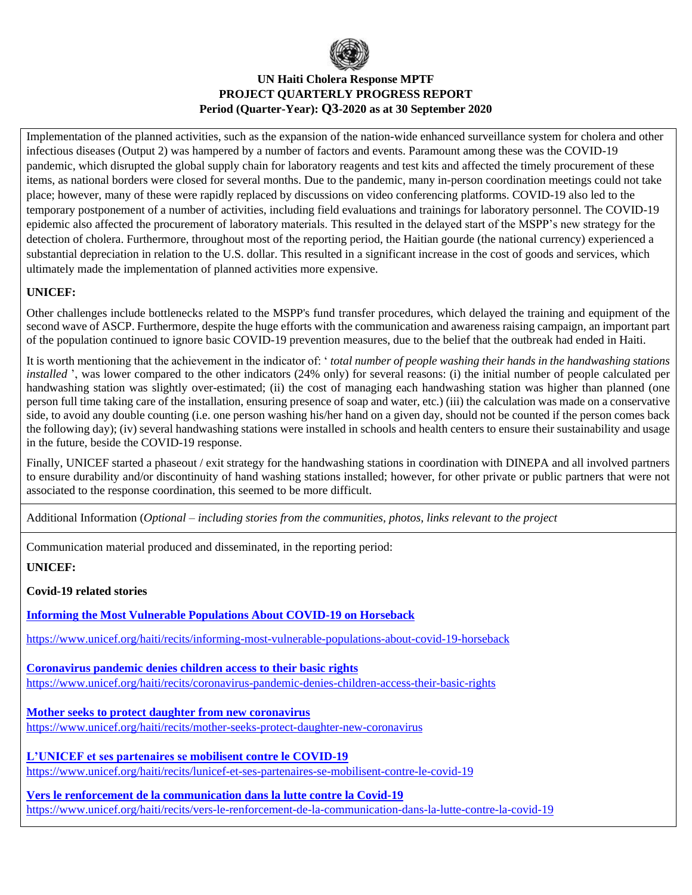**UN Haiti Cholera Response MPTF**
**PROJECT QUARTERLY PROGRESS REPORT**
**Period (Quarter-Year): Q3-2020 as at 30 September 2020**

Implementation of the planned activities, such as the expansion of the nation-wide enhanced surveillance system for cholera and other infectious diseases (Output 2) was hampered by a number of factors and events. Paramount among these was the COVID-19 pandemic, which disrupted the global supply chain for laboratory reagents and test kits and affected the timely procurement of these items, as national borders were closed for several months. Due to the pandemic, many in-person coordination meetings could not take place; however, many of these were rapidly replaced by discussions on video conferencing platforms. COVID-19 also led to the temporary postponement of a number of activities, including field evaluations and trainings for laboratory personnel. The COVID-19 epidemic also affected the procurement of laboratory materials. This resulted in the delayed start of the MSPP's new strategy for the detection of cholera. Furthermore, throughout most of the reporting period, the Haitian gourde (the national currency) experienced a substantial depreciation in relation to the U.S. dollar. This resulted in a significant increase in the cost of goods and services, which ultimately made the implementation of planned activities more expensive.

**UNICEF:**

Other challenges include bottlenecks related to the MSPP's fund transfer procedures, which delayed the training and equipment of the second wave of ASCP. Furthermore, despite the huge efforts with the communication and awareness raising campaign, an important part of the population continued to ignore basic COVID-19 prevention measures, due to the belief that the outbreak had ended in Haiti.

It is worth mentioning that the achievement in the indicator of: ' *total number of people washing their hands in the handwashing stations installed* ', was lower compared to the other indicators (24% only) for several reasons: (i) the initial number of people calculated per handwashing station was slightly over-estimated; (ii) the cost of managing each handwashing station was higher than planned (one person full time taking care of the installation, ensuring presence of soap and water, etc.) (iii) the calculation was made on a conservative side, to avoid any double counting (i.e. one person washing his/her hand on a given day, should not be counted if the person comes back the following day); (iv) several handwashing stations were installed in schools and health centers to ensure their sustainability and usage in the future, beside the COVID-19 response.

Finally, UNICEF started a phaseout / exit strategy for the handwashing stations in coordination with DINEPA and all involved partners to ensure durability and/or discontinuity of hand washing stations installed; however, for other private or public partners that were not associated to the response coordination, this seemed to be more difficult.

Additional Information (*Optional – including stories from the communities, photos, links relevant to the project*

Communication material produced and disseminated, in the reporting period:

**UNICEF:**

**Covid-19 related stories**

**[Informing the Most Vulnerable Populations About COVID-19 on Horseback](https://www.unicef.org/haiti/recits/informing-most-vulnerable-populations-about-covid-19-horseback)**

https://www.unicef.org/haiti/recits/informing-most-vulnerable-populations-about-covid-19-horseback

**[Coronavirus pandemic denies children access to their basic rights](https://www.unicef.org/haiti/recits/coronavirus-pandemic-denies-children-access-their-basic-rights)**
https://www.unicef.org/haiti/recits/coronavirus-pandemic-denies-children-access-their-basic-rights

**[Mother seeks to protect daughter from new coronavirus](https://www.unicef.org/haiti/recits/mother-seeks-protect-daughter-new-coronavirus)**
https://www.unicef.org/haiti/recits/mother-seeks-protect-daughter-new-coronavirus

**[L'UNICEF et ses partenaires se mobilisent contre le COVID-19](https://www.unicef.org/haiti/recits/lunicef-et-ses-partenaires-se-mobilisent-contre-le-covid-19)**
https://www.unicef.org/haiti/recits/lunicef-et-ses-partenaires-se-mobilisent-contre-le-covid-19

**[Vers le renforcement de la communication dans la lutte contre la Covid-19](https://www.unicef.org/haiti/recits/vers-le-renforcement-de-la-communication-dans-la-lutte-contre-la-covid-19)**
https://www.unicef.org/haiti/recits/vers-le-renforcement-de-la-communication-dans-la-lutte-contre-la-covid-19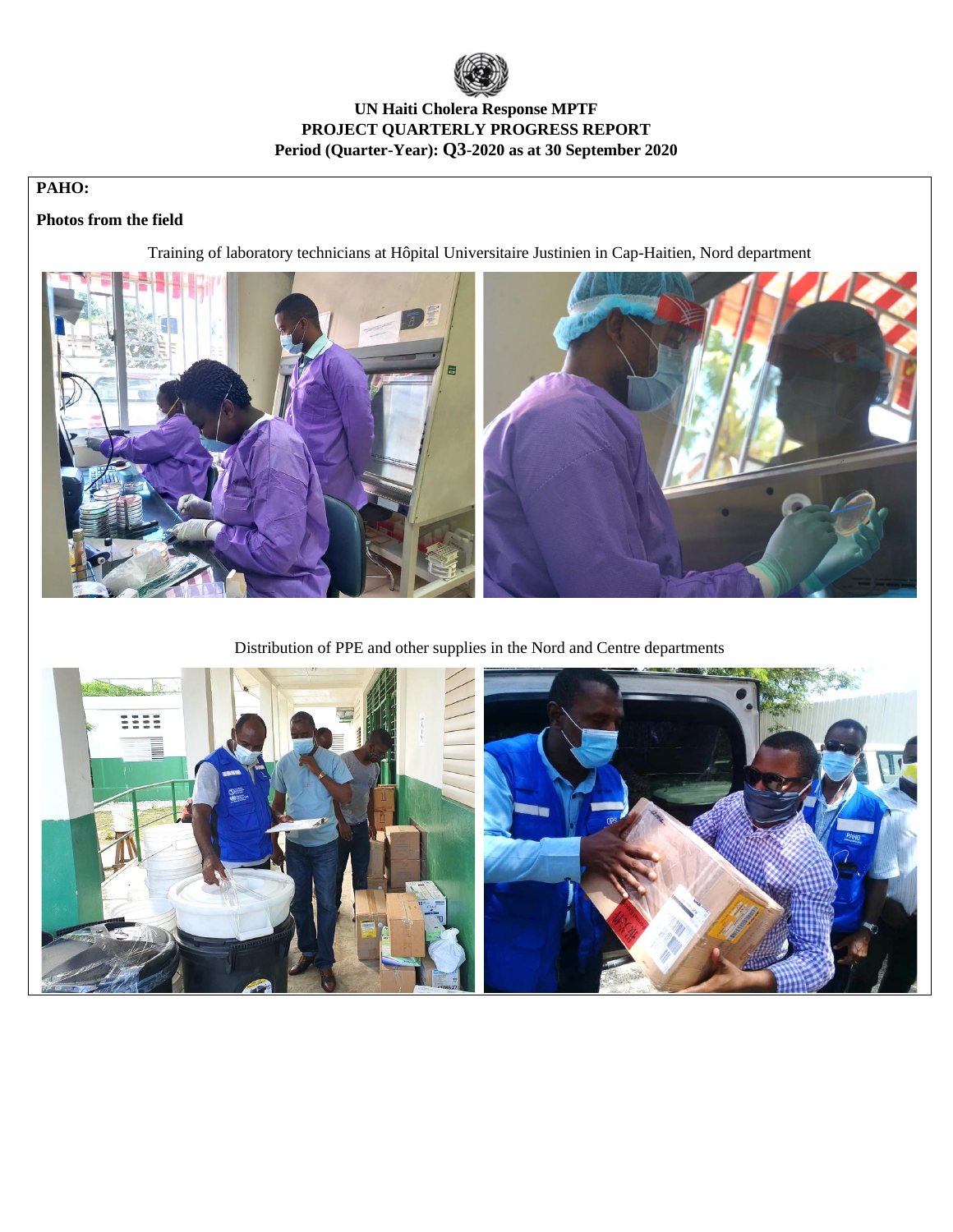**UN Haiti Cholera Response MPTF**
**PROJECT QUARTERLY PROGRESS REPORT**
**Period (Quarter-Year): Q3-2020 as at 30 September 2020**

**PAHO:**

**Photos from the field**

Training of laboratory technicians at Hôpital Universitaire Justinien in Cap-Haitien, Nord department

Distribution of PPE and other supplies in the Nord and Centre departments